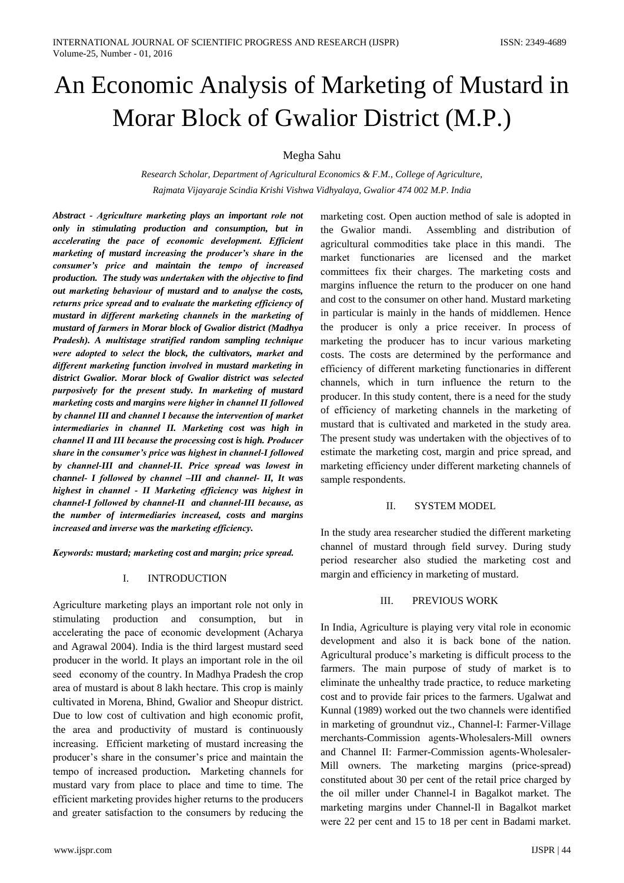# An Economic Analysis of Marketing of Mustard in Morar Block of Gwalior District (M.P.)

Megha Sahu

*Research Scholar, Department of Agricultural Economics & F.M., College of Agriculture,*
*Rajmata Vijayaraje Scindia Krishi Vishwa Vidhyalaya, Gwalior 474 002 M.P. India*

***Abstract - Agriculture marketing plays an important role not only in stimulating production and consumption, but in accelerating the pace of economic development. Efficient marketing of mustard increasing the producer's share in the consumer's price and maintain the tempo of increased production. The study was undertaken with the objective to find out marketing behaviour of mustard and to analyse the costs, returns price spread and to evaluate the marketing efficiency of mustard in different marketing channels in the marketing of mustard of farmers in Morar block of Gwalior district (Madhya Pradesh). A multistage stratified random sampling technique were adopted to select the block, the cultivators, market and different marketing function involved in mustard marketing in district Gwalior. Morar block of Gwalior district was selected purposively for the present study. In marketing of mustard marketing costs and margins were higher in channel II followed by channel III and channel I because the intervention of market intermediaries in channel II. Marketing cost was high in channel II and III because the processing cost is high. Producer share in the consumer's price was highest in channel-I followed by channel-III and channel-II. Price spread was lowest in channel- I followed by channel –III and channel- II, It was highest in channel - II Marketing efficiency was highest in channel-I followed by channel-II and channel-III because, as the number of intermediaries increased, costs and margins increased and inverse was the marketing efficiency.***

***Keywords: mustard; marketing cost and margin; price spread.***

## I. INTRODUCTION

Agriculture marketing plays an important role not only in stimulating production and consumption, but in accelerating the pace of economic development (Acharya and Agrawal 2004). India is the third largest mustard seed producer in the world. It plays an important role in the oil seed economy of the country. In Madhya Pradesh the crop area of mustard is about 8 lakh hectare. This crop is mainly cultivated in Morena, Bhind, Gwalior and Sheopur district. Due to low cost of cultivation and high economic profit, the area and productivity of mustard is continuously increasing. Efficient marketing of mustard increasing the producer's share in the consumer's price and maintain the tempo of increased production**.** Marketing channels for mustard vary from place to place and time to time. The efficient marketing provides higher returns to the producers and greater satisfaction to the consumers by reducing the marketing cost. Open auction method of sale is adopted in the Gwalior mandi. Assembling and distribution of agricultural commodities take place in this mandi. The market functionaries are licensed and the market committees fix their charges. The marketing costs and margins influence the return to the producer on one hand and cost to the consumer on other hand. Mustard marketing in particular is mainly in the hands of middlemen. Hence the producer is only a price receiver. In process of marketing the producer has to incur various marketing costs. The costs are determined by the performance and efficiency of different marketing functionaries in different channels, which in turn influence the return to the producer. In this study content, there is a need for the study of efficiency of marketing channels in the marketing of mustard that is cultivated and marketed in the study area. The present study was undertaken with the objectives of to estimate the marketing cost, margin and price spread, and marketing efficiency under different marketing channels of sample respondents.

## II. SYSTEM MODEL

In the study area researcher studied the different marketing channel of mustard through field survey. During study period researcher also studied the marketing cost and margin and efficiency in marketing of mustard.

## III. PREVIOUS WORK

In India, Agriculture is playing very vital role in economic development and also it is back bone of the nation. Agricultural produce's marketing is difficult process to the farmers. The main purpose of study of market is to eliminate the unhealthy trade practice, to reduce marketing cost and to provide fair prices to the farmers. Ugalwat and Kunnal (1989) worked out the two channels were identified in marketing of groundnut viz., Channel-I: Farmer-Village merchants-Commission agents-Wholesalers-Mill owners and Channel II: Farmer-Commission agents-Wholesaler-Mill owners. The marketing margins (price-spread) constituted about 30 per cent of the retail price charged by the oil miller under Channel-I in Bagalkot market. The marketing margins under Channel-Il in Bagalkot market were 22 per cent and 15 to 18 per cent in Badami market.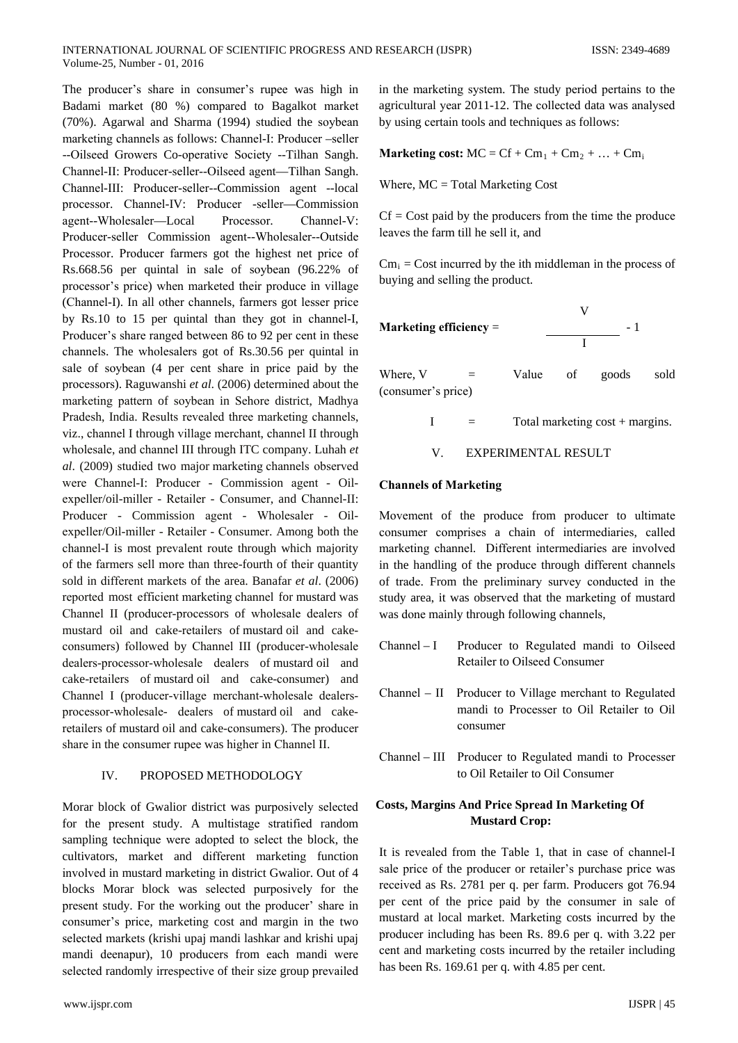The producer's share in consumer's rupee was high in Badami market (80 %) compared to Bagalkot market (70%). Agarwal and Sharma (1994) studied the soybean marketing channels as follows: Channel-I: Producer –seller --Oilseed Growers Co-operative Society --Tilhan Sangh. Channel-II: Producer-seller--Oilseed agent—Tilhan Sangh. Channel-III: Producer-seller--Commission agent --local processor. Channel-IV: Producer -seller—Commission agent--Wholesaler—Local Processor. Channel-V: Producer-seller Commission agent--Wholesaler--Outside Processor. Producer farmers got the highest net price of Rs.668.56 per quintal in sale of soybean (96.22% of processor's price) when marketed their produce in village (Channel-I). In all other channels, farmers got lesser price by Rs.10 to 15 per quintal than they got in channel-I, Producer's share ranged between 86 to 92 per cent in these channels. The wholesalers got of Rs.30.56 per quintal in sale of soybean (4 per cent share in price paid by the processors). Raguwanshi *et al*. (2006) determined about the marketing pattern of soybean in Sehore district, Madhya Pradesh, India. Results revealed three marketing channels, viz., channel I through village merchant, channel II through wholesale, and channel III through ITC company. Luhah *et al*. (2009) studied two major marketing channels observed were Channel-I: Producer - Commission agent - Oil-expeller/oil-miller - Retailer - Consumer, and Channel-II: Producer - Commission agent - Wholesaler - Oil-expeller/Oil-miller - Retailer - Consumer. Among both the channel-I is most prevalent route through which majority of the farmers sell more than three-fourth of their quantity sold in different markets of the area. Banafar *et al*. (2006) reported most efficient marketing channel for mustard was Channel II (producer-processors of wholesale dealers of mustard oil and cake-retailers of mustard oil and cake-consumers) followed by Channel III (producer-wholesale dealers-processor-wholesale dealers of mustard oil and cake-retailers of mustard oil and cake-consumer) and Channel I (producer-village merchant-wholesale dealers-processor-wholesale- dealers of mustard oil and cake-retailers of mustard oil and cake-consumers). The producer share in the consumer rupee was higher in Channel II.

## IV. PROPOSED METHODOLOGY

Morar block of Gwalior district was purposively selected for the present study. A multistage stratified random sampling technique were adopted to select the block, the cultivators, market and different marketing function involved in mustard marketing in district Gwalior. Out of 4 blocks Morar block was selected purposively for the present study. For the working out the producer' share in consumer's price, marketing cost and margin in the two selected markets (krishi upaj mandi lashkar and krishi upaj mandi deenapur), 10 producers from each mandi were selected randomly irrespective of their size group prevailed in the marketing system. The study period pertains to the agricultural year 2011-12. The collected data was analysed by using certain tools and techniques as follows:

**Marketing cost:** $MC = Cf + Cm_1 + Cm_2 + \ldots + Cm_i$

Where, MC = Total Marketing Cost

Cf = Cost paid by the producers from the time the produce leaves the farm till he sell it, and

$Cm_i$ = Cost incurred by the ith middleman in the process of buying and selling the product.

**Marketing efficiency** = $\dfrac{V}{I} - 1$

Where, V = Value of goods sold (consumer's price)

I = Total marketing cost + margins.

## V. EXPERIMENTAL RESULT

### Channels of Marketing

Movement of the produce from producer to ultimate consumer comprises a chain of intermediaries, called marketing channel. Different intermediaries are involved in the handling of the produce through different channels of trade. From the preliminary survey conducted in the study area, it was observed that the marketing of mustard was done mainly through following channels,

- Channel – I Producer to Regulated mandi to Oilseed Retailer to Oilseed Consumer
- Channel – II Producer to Village merchant to Regulated mandi to Processer to Oil Retailer to Oil consumer
- Channel – III Producer to Regulated mandi to Processer to Oil Retailer to Oil Consumer

### Costs, Margins And Price Spread In Marketing Of Mustard Crop:

It is revealed from the Table 1, that in case of channel-I sale price of the producer or retailer's purchase price was received as Rs. 2781 per q. per farm. Producers got 76.94 per cent of the price paid by the consumer in sale of mustard at local market. Marketing costs incurred by the producer including has been Rs. 89.6 per q. with 3.22 per cent and marketing costs incurred by the retailer including has been Rs. 169.61 per q. with 4.85 per cent.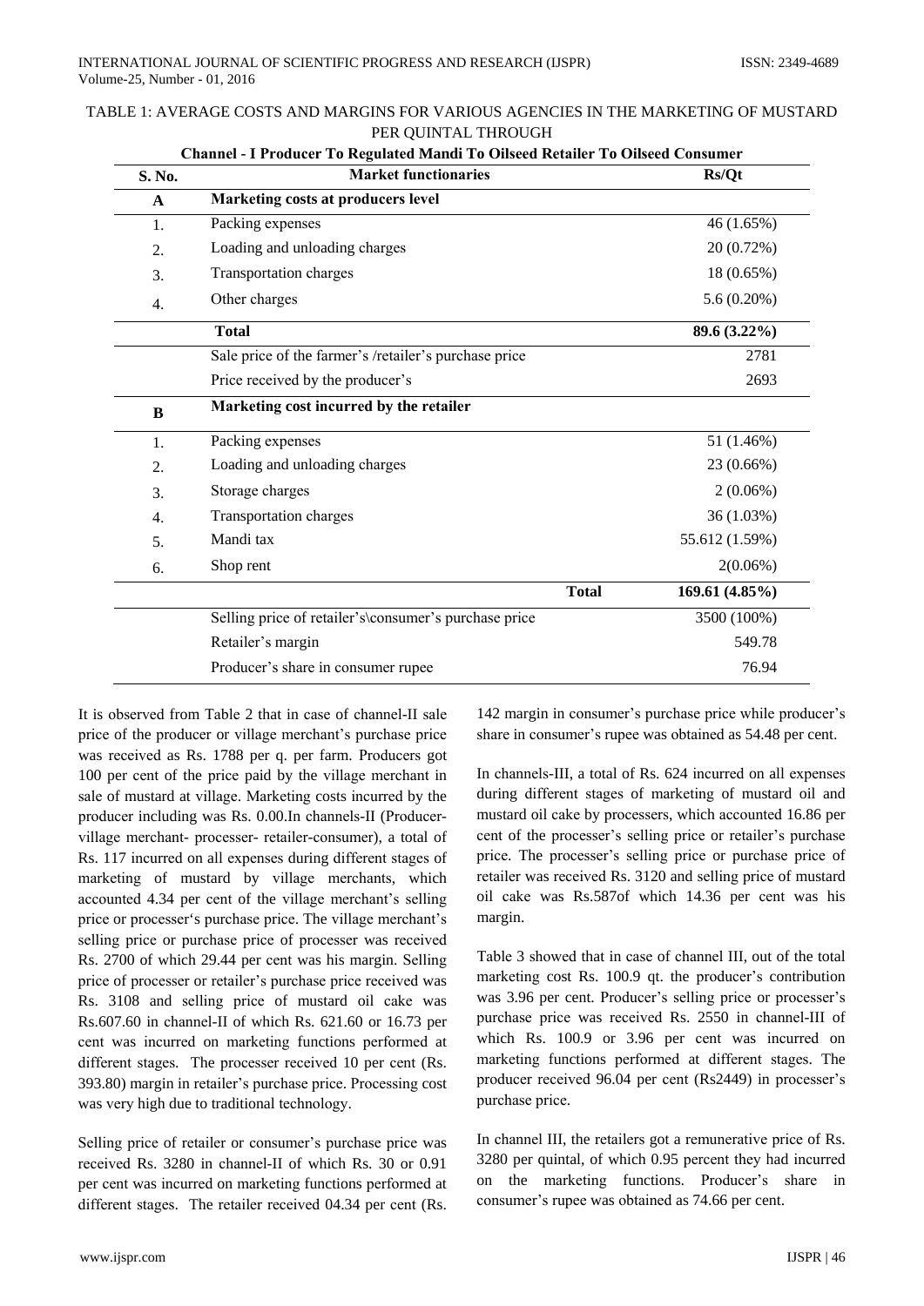TABLE 1: AVERAGE COSTS AND MARGINS FOR VARIOUS AGENCIES IN THE MARKETING OF MUSTARD PER QUINTAL THROUGH

**Channel - I Producer To Regulated Mandi To Oilseed Retailer To Oilseed Consumer**

| S. No. | Market functionaries | | Rs/Qt |
|---|---|---|---|
| **A** | **Marketing costs at producers level** | | |
| 1. | Packing expenses | | 46 (1.65%) |
| 2. | Loading and unloading charges | | 20 (0.72%) |
| 3. | Transportation charges | | 18 (0.65%) |
| 4. | Other charges | | 5.6 (0.20%) |
| | **Total** | | **89.6 (3.22%)** |
| | Sale price of the farmer's /retailer's purchase price | | 2781 |
| | Price received by the producer's | | 2693 |
| **B** | **Marketing cost incurred by the retailer** | | |
| 1. | Packing expenses | | 51 (1.46%) |
| 2. | Loading and unloading charges | | 23 (0.66%) |
| 3. | Storage charges | | 2 (0.06%) |
| 4. | Transportation charges | | 36 (1.03%) |
| 5. | Mandi tax | | 55.612 (1.59%) |
| 6. | Shop rent | | 2(0.06%) |
| | | **Total** | **169.61 (4.85%)** |
| | Selling price of retailer's\consumer's purchase price | | 3500 (100%) |
| | Retailer's margin | | 549.78 |
| | Producer's share in consumer rupee | | 76.94 |

It is observed from Table 2 that in case of channel-II sale price of the producer or village merchant's purchase price was received as Rs. 1788 per q. per farm. Producers got 100 per cent of the price paid by the village merchant in sale of mustard at village. Marketing costs incurred by the producer including was Rs. 0.00.In channels-II (Producer-village merchant- processer- retailer-consumer), a total of Rs. 117 incurred on all expenses during different stages of marketing of mustard by village merchants, which accounted 4.34 per cent of the village merchant's selling price or processer's purchase price. The village merchant's selling price or purchase price of processer was received Rs. 2700 of which 29.44 per cent was his margin. Selling price of processer or retailer's purchase price received was Rs. 3108 and selling price of mustard oil cake was Rs.607.60 in channel-II of which Rs. 621.60 or 16.73 per cent was incurred on marketing functions performed at different stages. The processer received 10 per cent (Rs. 393.80) margin in retailer's purchase price. Processing cost was very high due to traditional technology.

Selling price of retailer or consumer's purchase price was received Rs. 3280 in channel-II of which Rs. 30 or 0.91 per cent was incurred on marketing functions performed at different stages. The retailer received 04.34 per cent (Rs. 142 margin in consumer's purchase price while producer's share in consumer's rupee was obtained as 54.48 per cent.

In channels-III, a total of Rs. 624 incurred on all expenses during different stages of marketing of mustard oil and mustard oil cake by processers, which accounted 16.86 per cent of the processer's selling price or retailer's purchase price. The processer's selling price or purchase price of retailer was received Rs. 3120 and selling price of mustard oil cake was Rs.587of which 14.36 per cent was his margin.

Table 3 showed that in case of channel III, out of the total marketing cost Rs. 100.9 qt. the producer's contribution was 3.96 per cent. Producer's selling price or processer's purchase price was received Rs. 2550 in channel-III of which Rs. 100.9 or 3.96 per cent was incurred on marketing functions performed at different stages. The producer received 96.04 per cent (Rs2449) in processer's purchase price.

In channel III, the retailers got a remunerative price of Rs. 3280 per quintal, of which 0.95 percent they had incurred on the marketing functions. Producer's share in consumer's rupee was obtained as 74.66 per cent.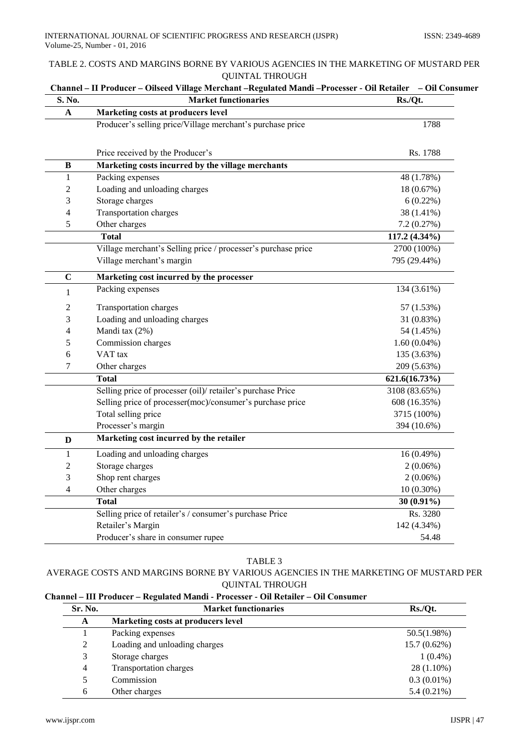TABLE 2. COSTS AND MARGINS BORNE BY VARIOUS AGENCIES IN THE MARKETING OF MUSTARD PER QUINTAL THROUGH

**Channel – II Producer – Oilseed Village Merchant –Regulated Mandi –Processer - Oil Retailer – Oil Consumer**

| S. No. | Market functionaries | Rs./Qt. |
|---|---|---|
| **A** | **Marketing costs at producers level** | |
| | Producer's selling price/Village merchant's purchase price | 1788 |
| | Price received by the Producer's | Rs. 1788 |
| **B** | **Marketing costs incurred by the village merchants** | |
| 1 | Packing expenses | 48 (1.78%) |
| 2 | Loading and unloading charges | 18 (0.67%) |
| 3 | Storage charges | 6 (0.22%) |
| 4 | Transportation charges | 38 (1.41%) |
| 5 | Other charges | 7.2 (0.27%) |
| | **Total** | **117.2 (4.34%)** |
| | Village merchant's Selling price / processer's purchase price | 2700 (100%) |
| | Village merchant's margin | 795 (29.44%) |
| **C** | **Marketing cost incurred by the processer** | |
| 1 | Packing expenses | 134 (3.61%) |
| 2 | Transportation charges | 57 (1.53%) |
| 3 | Loading and unloading charges | 31 (0.83%) |
| 4 | Mandi tax (2%) | 54 (1.45%) |
| 5 | Commission charges | 1.60 (0.04%) |
| 6 | VAT tax | 135 (3.63%) |
| 7 | Other charges | 209 (5.63%) |
| | **Total** | **621.6(16.73%)** |
| | Selling price of processer (oil)/ retailer's purchase Price | 3108 (83.65%) |
| | Selling price of processer(moc)/consumer's purchase price | 608 (16.35%) |
| | Total selling price | 3715 (100%) |
| | Processer's margin | 394 (10.6%) |
| **D** | **Marketing cost incurred by the retailer** | |
| 1 | Loading and unloading charges | 16 (0.49%) |
| 2 | Storage charges | 2 (0.06%) |
| 3 | Shop rent charges | 2 (0.06%) |
| 4 | Other charges | 10 (0.30%) |
| | **Total** | **30 (0.91%)** |
| | Selling price of retailer's / consumer's purchase Price | Rs. 3280 |
| | Retailer's Margin | 142 (4.34%) |
| | Producer's share in consumer rupee | 54.48 |

TABLE 3

AVERAGE COSTS AND MARGINS BORNE BY VARIOUS AGENCIES IN THE MARKETING OF MUSTARD PER QUINTAL THROUGH

**Channel – III Producer – Regulated Mandi - Processer - Oil Retailer – Oil Consumer**

| Sr. No. | Market functionaries | Rs./Qt. |
|---|---|---|
| **A** | **Marketing costs at producers level** | |
| 1 | Packing expenses | 50.5(1.98%) |
| 2 | Loading and unloading charges | 15.7 (0.62%) |
| 3 | Storage charges | 1 (0.4%) |
| 4 | Transportation charges | 28 (1.10%) |
| 5 | Commission | 0.3 (0.01%) |
| 6 | Other charges | 5.4 (0.21%) |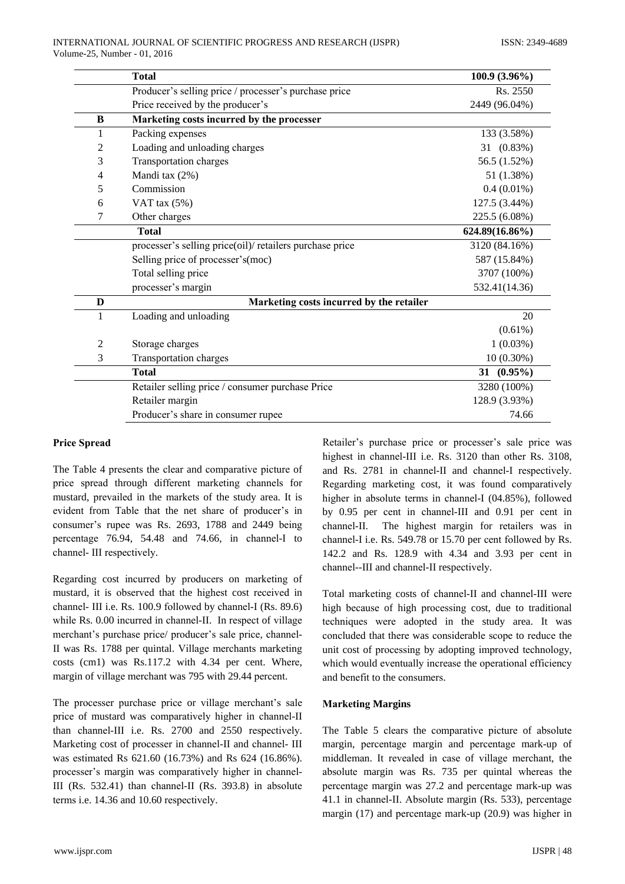|  |  |  |
|---|---|---|
|  | **Total** | **100.9 (3.96%)** |
|  | Producer's selling price / processer's purchase price | Rs. 2550 |
|  | Price received by the producer's | 2449 (96.04%) |
| **B** | **Marketing costs incurred by the processer** |  |
| 1 | Packing expenses | 133 (3.58%) |
| 2 | Loading and unloading charges | 31 (0.83%) |
| 3 | Transportation charges | 56.5 (1.52%) |
| 4 | Mandi tax (2%) | 51 (1.38%) |
| 5 | Commission | 0.4 (0.01%) |
| 6 | VAT tax (5%) | 127.5 (3.44%) |
| 7 | Other charges | 225.5 (6.08%) |
|  | **Total** | **624.89(16.86%)** |
|  | processer's selling price(oil)/ retailers purchase price | 3120 (84.16%) |
|  | Selling price of processer's(moc) | 587 (15.84%) |
|  | Total selling price | 3707 (100%) |
|  | processer's margin | 532.41(14.36) |
| **D** | **Marketing costs incurred by the retailer** |  |
| 1 | Loading and unloading | 20 (0.61%) |
| 2 | Storage charges | 1 (0.03%) |
| 3 | Transportation charges | 10 (0.30%) |
|  | **Total** | **31 (0.95%)** |
|  | Retailer selling price / consumer purchase Price | 3280 (100%) |
|  | Retailer margin | 128.9 (3.93%) |
|  | Producer's share in consumer rupee | 74.66 |

### Price Spread

The Table 4 presents the clear and comparative picture of price spread through different marketing channels for mustard, prevailed in the markets of the study area. It is evident from Table that the net share of producer's in consumer's rupee was Rs. 2693, 1788 and 2449 being percentage 76.94, 54.48 and 74.66, in channel-I to channel- III respectively.

Regarding cost incurred by producers on marketing of mustard, it is observed that the highest cost received in channel- III i.e. Rs. 100.9 followed by channel-I (Rs. 89.6) while Rs. 0.00 incurred in channel-II. In respect of village merchant's purchase price/ producer's sale price, channel-II was Rs. 1788 per quintal. Village merchants marketing costs (cm1) was Rs.117.2 with 4.34 per cent. Where, margin of village merchant was 795 with 29.44 percent.

The processer purchase price or village merchant's sale price of mustard was comparatively higher in channel-II than channel-III i.e. Rs. 2700 and 2550 respectively. Marketing cost of processer in channel-II and channel- III was estimated Rs 621.60 (16.73%) and Rs 624 (16.86%). processer's margin was comparatively higher in channel-III (Rs. 532.41) than channel-II (Rs. 393.8) in absolute terms i.e. 14.36 and 10.60 respectively.

Retailer's purchase price or processer's sale price was highest in channel-III i.e. Rs. 3120 than other Rs. 3108, and Rs. 2781 in channel-II and channel-I respectively. Regarding marketing cost, it was found comparatively higher in absolute terms in channel-I (04.85%), followed by 0.95 per cent in channel-III and 0.91 per cent in channel-II. The highest margin for retailers was in channel-I i.e. Rs. 549.78 or 15.70 per cent followed by Rs. 142.2 and Rs. 128.9 with 4.34 and 3.93 per cent in channel--III and channel-II respectively.

Total marketing costs of channel-II and channel-III were high because of high processing cost, due to traditional techniques were adopted in the study area. It was concluded that there was considerable scope to reduce the unit cost of processing by adopting improved technology, which would eventually increase the operational efficiency and benefit to the consumers.

### Marketing Margins

The Table 5 clears the comparative picture of absolute margin, percentage margin and percentage mark-up of middleman. It revealed in case of village merchant, the absolute margin was Rs. 735 per quintal whereas the percentage margin was 27.2 and percentage mark-up was 41.1 in channel-II. Absolute margin (Rs. 533), percentage margin (17) and percentage mark-up (20.9) was higher in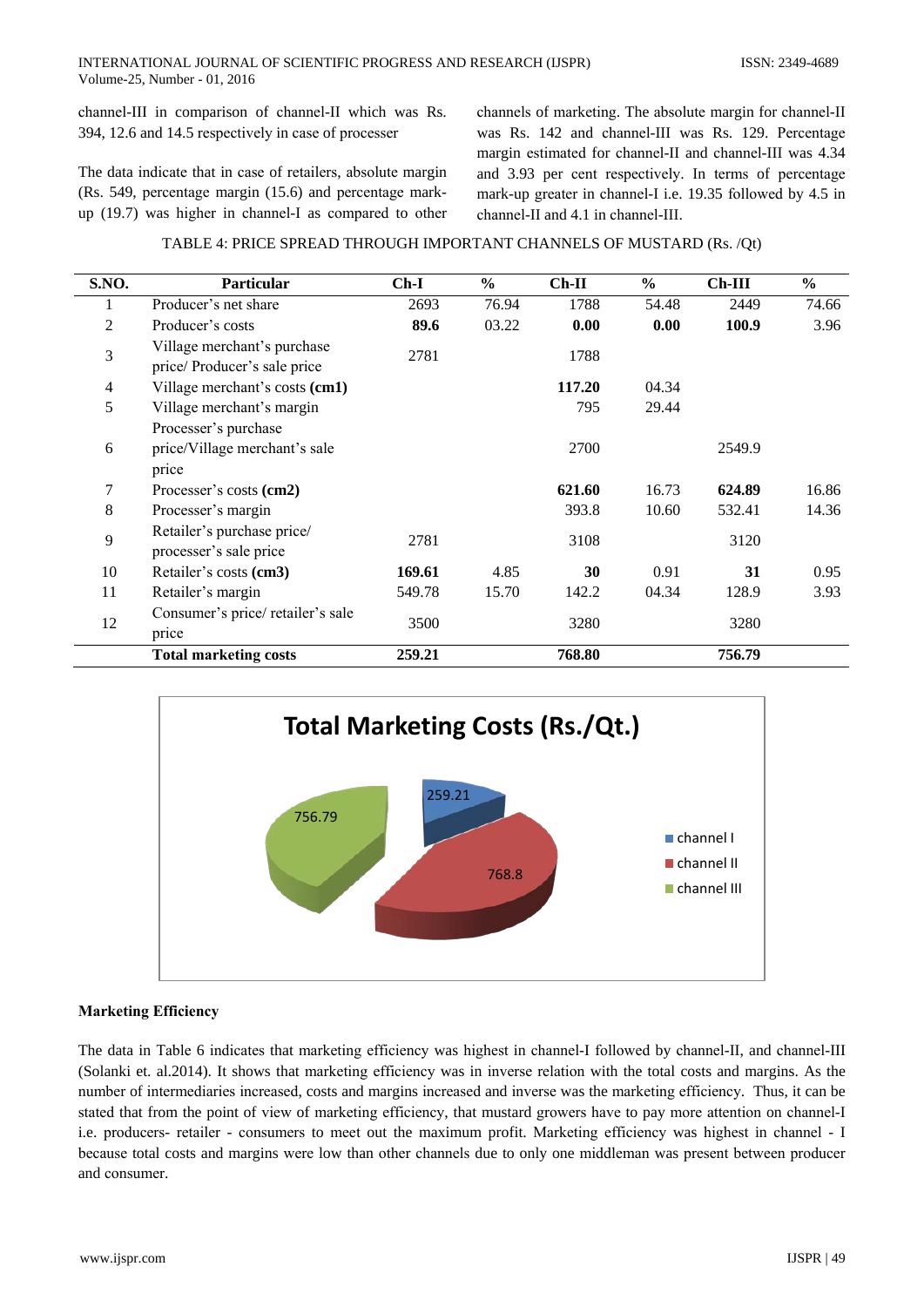channel-III in comparison of channel-II which was Rs. 394, 12.6 and 14.5 respectively in case of processer

The data indicate that in case of retailers, absolute margin (Rs. 549, percentage margin (15.6) and percentage mark-up (19.7) was higher in channel-I as compared to other channels of marketing. The absolute margin for channel-II was Rs. 142 and channel-III was Rs. 129. Percentage margin estimated for channel-II and channel-III was 4.34 and 3.93 per cent respectively. In terms of percentage mark-up greater in channel-I i.e. 19.35 followed by 4.5 in channel-II and 4.1 in channel-III.

TABLE 4: PRICE SPREAD THROUGH IMPORTANT CHANNELS OF MUSTARD (Rs. /Qt)

| S.NO. | Particular | Ch-I | % | Ch-II | % | Ch-III | % |
|---|---|---|---|---|---|---|---|
| 1 | Producer's net share | 2693 | 76.94 | 1788 | 54.48 | 2449 | 74.66 |
| 2 | Producer's costs | **89.6** | 03.22 | **0.00** | **0.00** | **100.9** | 3.96 |
| 3 | Village merchant's purchase price/ Producer's sale price | 2781 | | 1788 | | | |
| 4 | Village merchant's costs **(cm1)** | | | **117.20** | 04.34 | | |
| 5 | Village merchant's margin | | | 795 | 29.44 | | |
| 6 | Processer's purchase price/Village merchant's sale price | | | 2700 | | 2549.9 | |
| 7 | Processer's costs **(cm2)** | | | **621.60** | 16.73 | **624.89** | 16.86 |
| 8 | Processer's margin | | | 393.8 | 10.60 | 532.41 | 14.36 |
| 9 | Retailer's purchase price/ processer's sale price | 2781 | | 3108 | | 3120 | |
| 10 | Retailer's costs **(cm3)** | **169.61** | 4.85 | **30** | 0.91 | **31** | 0.95 |
| 11 | Retailer's margin | 549.78 | 15.70 | 142.2 | 04.34 | 128.9 | 3.93 |
| 12 | Consumer's price/ retailer's sale price | 3500 | | 3280 | | 3280 | |
| | **Total marketing costs** | **259.21** | | **768.80** | | **756.79** | |

## Marketing Efficiency

The data in Table 6 indicates that marketing efficiency was highest in channel-I followed by channel-II, and channel-III (Solanki et. al.2014). It shows that marketing efficiency was in inverse relation with the total costs and margins. As the number of intermediaries increased, costs and margins increased and inverse was the marketing efficiency. Thus, it can be stated that from the point of view of marketing efficiency, that mustard growers have to pay more attention on channel-I i.e. producers- retailer - consumers to meet out the maximum profit. Marketing efficiency was highest in channel - I because total costs and margins were low than other channels due to only one middleman was present between producer and consumer.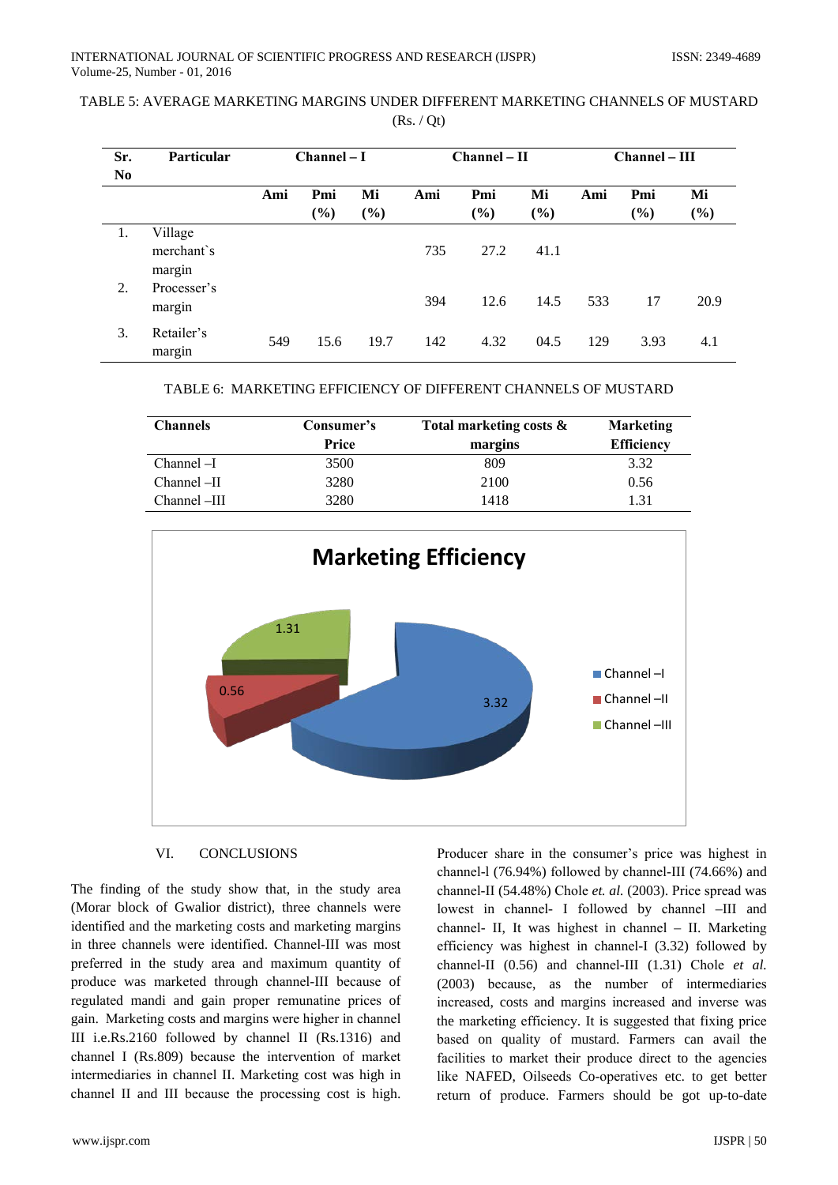TABLE 5: AVERAGE MARKETING MARGINS UNDER DIFFERENT MARKETING CHANNELS OF MUSTARD (Rs. / Qt)

| Sr. No | Particular | Channel – I | | | Channel – II | | | Channel – III | | |
|---|---|---|---|---|---|---|---|---|---|---|
| | | Ami | Pmi (%) | Mi (%) | Ami | Pmi (%) | Mi (%) | Ami | Pmi (%) | Mi (%) |
| 1. | Village merchant`s margin | | | | 735 | 27.2 | 41.1 | | | |
| 2. | Processer's margin | | | | 394 | 12.6 | 14.5 | 533 | 17 | 20.9 |
| 3. | Retailer's margin | 549 | 15.6 | 19.7 | 142 | 4.32 | 04.5 | 129 | 3.93 | 4.1 |

TABLE 6: MARKETING EFFICIENCY OF DIFFERENT CHANNELS OF MUSTARD

| Channels | Consumer's Price | Total marketing costs & margins | Marketing Efficiency |
|---|---|---|---|
| Channel –I | 3500 | 809 | 3.32 |
| Channel –II | 3280 | 2100 | 0.56 |
| Channel –III | 3280 | 1418 | 1.31 |

Marketing Efficiency

| Channel | Marketing Efficiency |
|---|---|
| Channel –I | 3.32 |
| Channel –II | 0.56 |
| Channel –III | 1.31 |

## VI. CONCLUSIONS

The finding of the study show that, in the study area (Morar block of Gwalior district), three channels were identified and the marketing costs and marketing margins in three channels were identified. Channel-III was most preferred in the study area and maximum quantity of produce was marketed through channel-III because of regulated mandi and gain proper remunatine prices of gain. Marketing costs and margins were higher in channel III i.e.Rs.2160 followed by channel II (Rs.1316) and channel I (Rs.809) because the intervention of market intermediaries in channel II. Marketing cost was high in channel II and III because the processing cost is high. Producer share in the consumer's price was highest in channel-l (76.94%) followed by channel-III (74.66%) and channel-II (54.48%) Chole *et. al.* (2003). Price spread was lowest in channel- I followed by channel –III and channel- II, It was highest in channel – II. Marketing efficiency was highest in channel-I (3.32) followed by channel-II (0.56) and channel-III (1.31) Chole *et al.* (2003) because, as the number of intermediaries increased, costs and margins increased and inverse was the marketing efficiency. It is suggested that fixing price based on quality of mustard. Farmers can avail the facilities to market their produce direct to the agencies like NAFED, Oilseeds Co-operatives etc. to get better return of produce. Farmers should be got up-to-date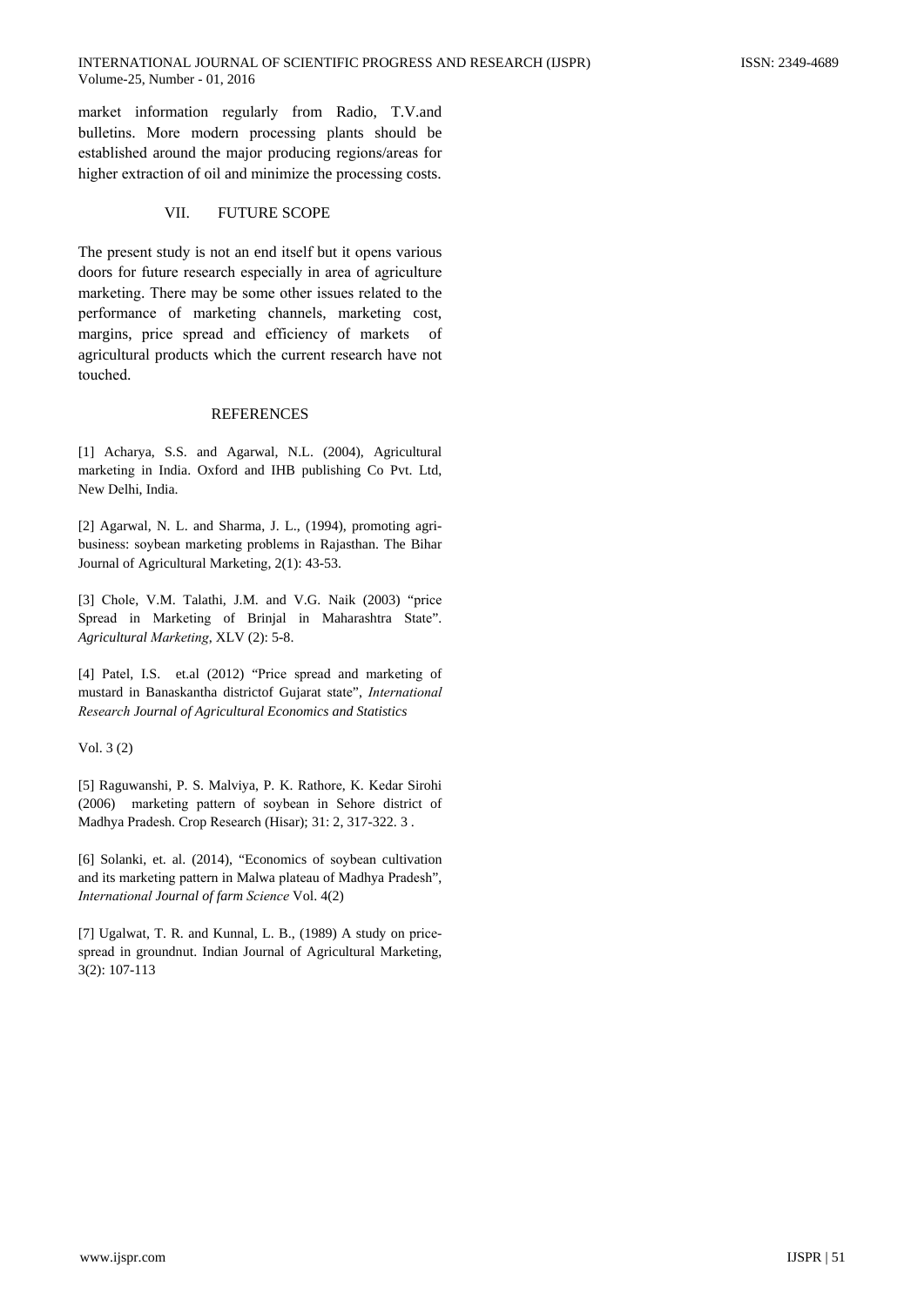market information regularly from Radio, T.V.and bulletins. More modern processing plants should be established around the major producing regions/areas for higher extraction of oil and minimize the processing costs.

## VII. FUTURE SCOPE

The present study is not an end itself but it opens various doors for future research especially in area of agriculture marketing. There may be some other issues related to the performance of marketing channels, marketing cost, margins, price spread and efficiency of markets of agricultural products which the current research have not touched.

## REFERENCES

[1] Acharya, S.S. and Agarwal, N.L. (2004), Agricultural marketing in India. Oxford and IHB publishing Co Pvt. Ltd, New Delhi, India.

[2] Agarwal, N. L. and Sharma, J. L., (1994), promoting agri-business: soybean marketing problems in Rajasthan. The Bihar Journal of Agricultural Marketing, 2(1): 43-53.

[3] Chole, V.M. Talathi, J.M. and V.G. Naik (2003) "price Spread in Marketing of Brinjal in Maharashtra State". *Agricultural Marketing*, XLV (2): 5-8.

[4] Patel, I.S. et.al (2012) "Price spread and marketing of mustard in Banaskantha districtof Gujarat state", *International Research Journal of Agricultural Economics and Statistics*

Vol. 3 (2)

[5] Raguwanshi, P. S. Malviya, P. K. Rathore, K. Kedar Sirohi (2006) marketing pattern of soybean in Sehore district of Madhya Pradesh. Crop Research (Hisar); 31: 2, 317-322. 3 .

[6] Solanki, et. al. (2014), "Economics of soybean cultivation and its marketing pattern in Malwa plateau of Madhya Pradesh", *International Journal of farm Science* Vol. 4(2)

[7] Ugalwat, T. R. and Kunnal, L. B., (1989) A study on price-spread in groundnut. Indian Journal of Agricultural Marketing, 3(2): 107-113